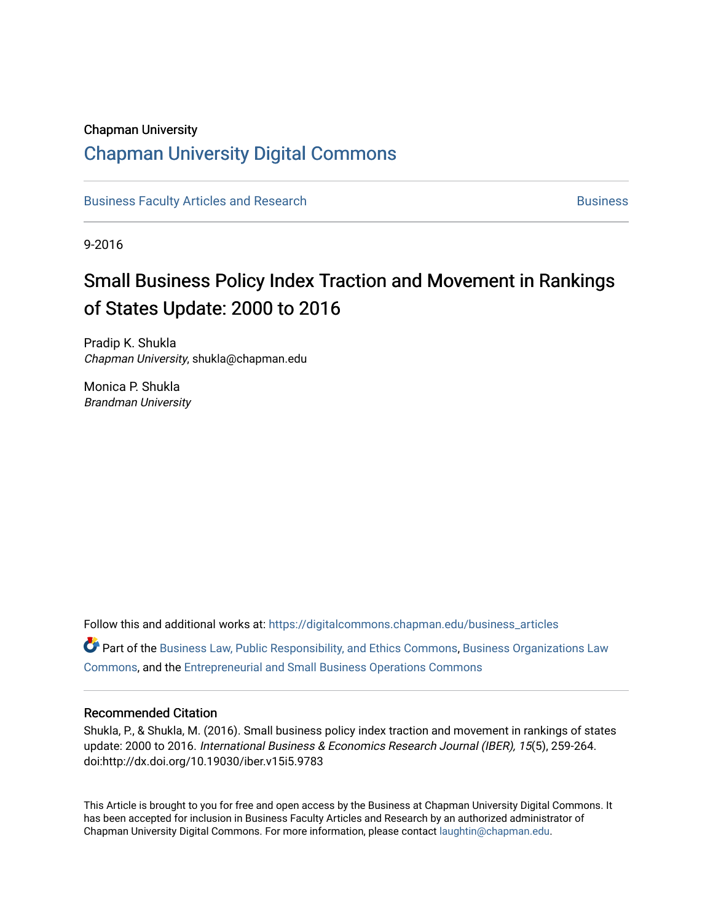Chapman University

## Chapman University Digital Commons

Business Faculty Articles and Research | Business

9-2016

# Small Business Policy Index Traction and Movement in Rankings of States Update: 2000 to 2016

Pradip K. Shukla
*Chapman University*, shukla@chapman.edu

Monica P. Shukla
*Brandman University*

Follow this and additional works at: https://digitalcommons.chapman.edu/business_articles

Part of the Business Law, Public Responsibility, and Ethics Commons, Business Organizations Law Commons, and the Entrepreneurial and Small Business Operations Commons

### Recommended Citation

Shukla, P., & Shukla, M. (2016). Small business policy index traction and movement in rankings of states update: 2000 to 2016. *International Business & Economics Research Journal (IBER), 15*(5), 259-264. doi:http://dx.doi.org/10.19030/iber.v15i5.9783

This Article is brought to you for free and open access by the Business at Chapman University Digital Commons. It has been accepted for inclusion in Business Faculty Articles and Research by an authorized administrator of Chapman University Digital Commons. For more information, please contact laughtin@chapman.edu.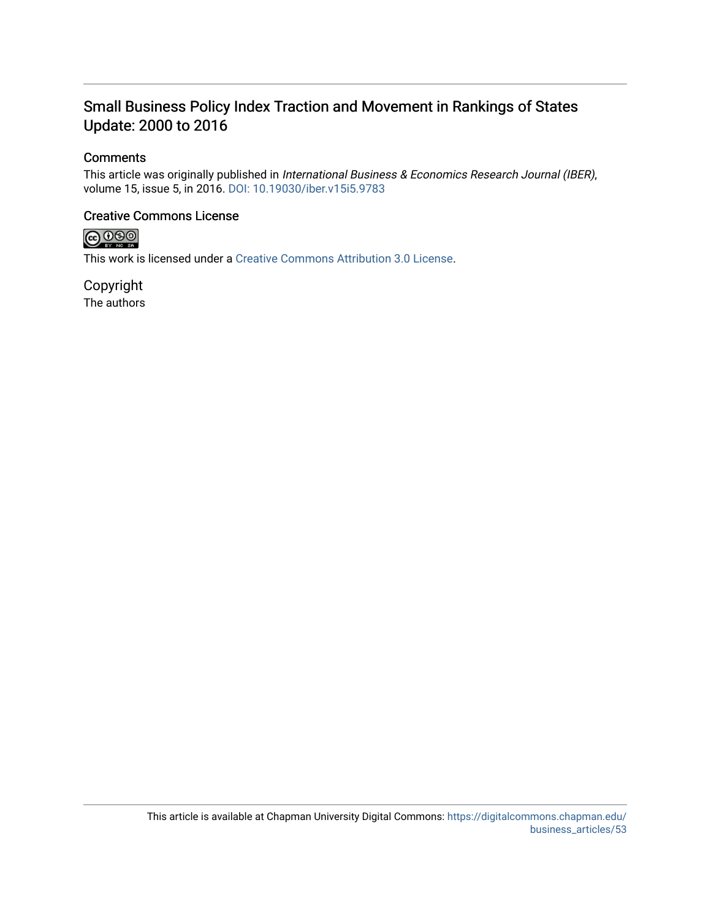## Small Business Policy Index Traction and Movement in Rankings of States Update: 2000 to 2016

### Comments

This article was originally published in *International Business & Economics Research Journal (IBER)*, volume 15, issue 5, in 2016. DOI: 10.19030/iber.v15i5.9783

### Creative Commons License

This work is licensed under a Creative Commons Attribution 3.0 License.

### Copyright

The authors

This article is available at Chapman University Digital Commons: https://digitalcommons.chapman.edu/business_articles/53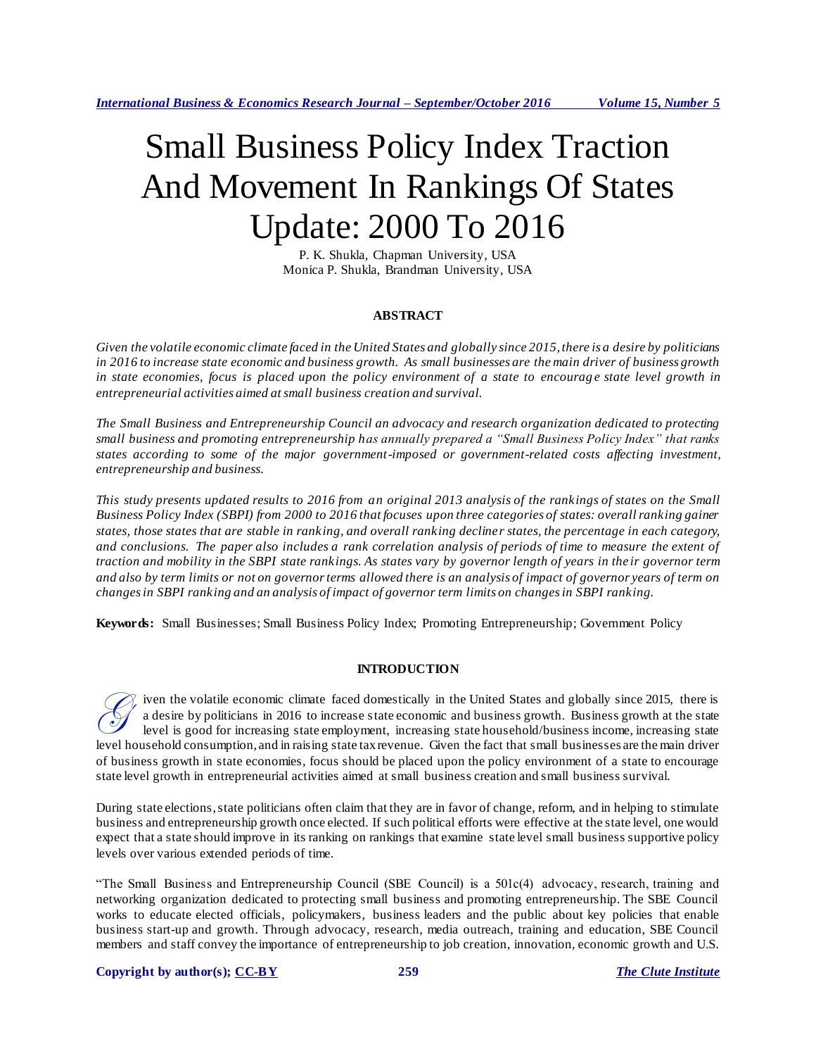# Small Business Policy Index Traction And Movement In Rankings Of States Update: 2000 To 2016

P. K. Shukla, Chapman University, USA
Monica P. Shukla, Brandman University, USA

## ABSTRACT

*Given the volatile economic climate faced in the United States and globally since 2015, there is a desire by politicians in 2016 to increase state economic and business growth. As small businesses are the main driver of business growth in state economies, focus is placed upon the policy environment of a state to encourage state level growth in entrepreneurial activities aimed at small business creation and survival.*

*The Small Business and Entrepreneurship Council an advocacy and research organization dedicated to protecting small business and promoting entrepreneurship has annually prepared a "Small Business Policy Index" that ranks states according to some of the major government-imposed or government-related costs affecting investment, entrepreneurship and business.*

*This study presents updated results to 2016 from an original 2013 analysis of the rankings of states on the Small Business Policy Index (SBPI) from 2000 to 2016 that focuses upon three categories of states: overall ranking gainer states, those states that are stable in ranking, and overall ranking decliner states, the percentage in each category, and conclusions. The paper also includes a rank correlation analysis of periods of time to measure the extent of traction and mobility in the SBPI state rankings. As states vary by governor length of years in their governor term and also by term limits or not on governor terms allowed there is an analysis of impact of governor years of term on changes in SBPI ranking and an analysis of impact of governor term limits on changes in SBPI ranking.*

**Keywords:** Small Businesses; Small Business Policy Index; Promoting Entrepreneurship; Government Policy

## INTRODUCTION

Given the volatile economic climate faced domestically in the United States and globally since 2015, there is a desire by politicians in 2016 to increase state economic and business growth. Business growth at the state level is good for increasing state employment, increasing state household/business income, increasing state level household consumption, and in raising state tax revenue. Given the fact that small businesses are the main driver of business growth in state economies, focus should be placed upon the policy environment of a state to encourage state level growth in entrepreneurial activities aimed at small business creation and small business survival.

During state elections, state politicians often claim that they are in favor of change, reform, and in helping to stimulate business and entrepreneurship growth once elected. If such political efforts were effective at the state level, one would expect that a state should improve in its ranking on rankings that examine state level small business supportive policy levels over various extended periods of time.

"The Small Business and Entrepreneurship Council (SBE Council) is a 501c(4) advocacy, research, training and networking organization dedicated to protecting small business and promoting entrepreneurship. The SBE Council works to educate elected officials, policymakers, business leaders and the public about key policies that enable business start-up and growth. Through advocacy, research, media outreach, training and education, SBE Council members and staff convey the importance of entrepreneurship to job creation, innovation, economic growth and U.S.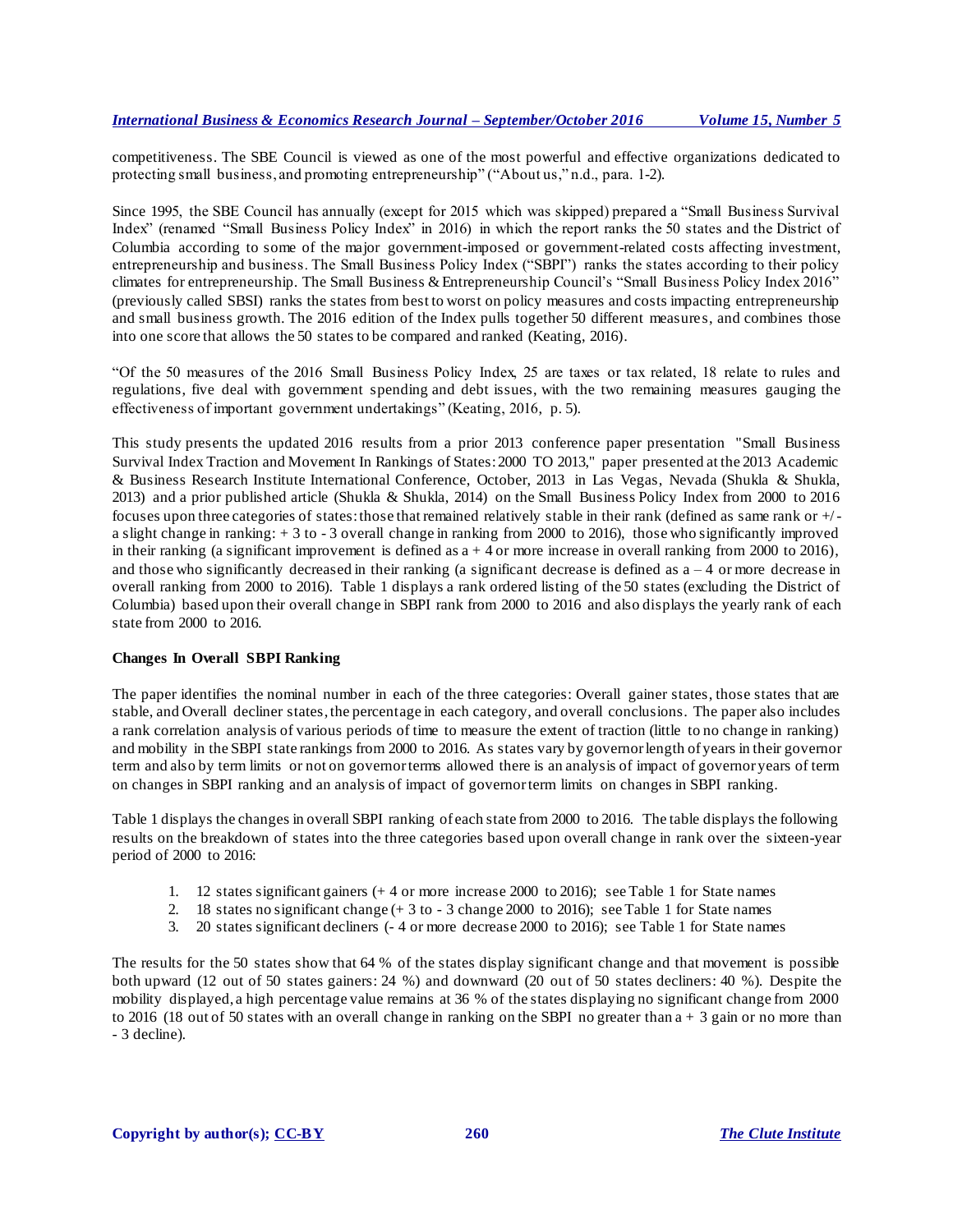competitiveness. The SBE Council is viewed as one of the most powerful and effective organizations dedicated to protecting small business, and promoting entrepreneurship" ("About us," n.d., para. 1-2).

Since 1995, the SBE Council has annually (except for 2015 which was skipped) prepared a "Small Business Survival Index" (renamed "Small Business Policy Index" in 2016) in which the report ranks the 50 states and the District of Columbia according to some of the major government-imposed or government-related costs affecting investment, entrepreneurship and business. The Small Business Policy Index ("SBPI") ranks the states according to their policy climates for entrepreneurship. The Small Business & Entrepreneurship Council's "Small Business Policy Index 2016" (previously called SBSI) ranks the states from best to worst on policy measures and costs impacting entrepreneurship and small business growth. The 2016 edition of the Index pulls together 50 different measures, and combines those into one score that allows the 50 states to be compared and ranked (Keating, 2016).

"Of the 50 measures of the 2016 Small Business Policy Index, 25 are taxes or tax related, 18 relate to rules and regulations, five deal with government spending and debt issues, with the two remaining measures gauging the effectiveness of important government undertakings" (Keating, 2016, p. 5).

This study presents the updated 2016 results from a prior 2013 conference paper presentation "Small Business Survival Index Traction and Movement In Rankings of States: 2000 TO 2013," paper presented at the 2013 Academic & Business Research Institute International Conference, October, 2013 in Las Vegas, Nevada (Shukla & Shukla, 2013) and a prior published article (Shukla & Shukla, 2014) on the Small Business Policy Index from 2000 to 2016 focuses upon three categories of states: those that remained relatively stable in their rank (defined as same rank or +/- a slight change in ranking: + 3 to - 3 overall change in ranking from 2000 to 2016), those who significantly improved in their ranking (a significant improvement is defined as a + 4 or more increase in overall ranking from 2000 to 2016), and those who significantly decreased in their ranking (a significant decrease is defined as a – 4 or more decrease in overall ranking from 2000 to 2016). Table 1 displays a rank ordered listing of the 50 states (excluding the District of Columbia) based upon their overall change in SBPI rank from 2000 to 2016 and also displays the yearly rank of each state from 2000 to 2016.

**Changes In Overall SBPI Ranking**

The paper identifies the nominal number in each of the three categories: Overall gainer states, those states that are stable, and Overall decliner states, the percentage in each category, and overall conclusions. The paper also includes a rank correlation analysis of various periods of time to measure the extent of traction (little to no change in ranking) and mobility in the SBPI state rankings from 2000 to 2016. As states vary by governor length of years in their governor term and also by term limits or not on governor terms allowed there is an analysis of impact of governor years of term on changes in SBPI ranking and an analysis of impact of governor term limits on changes in SBPI ranking.

Table 1 displays the changes in overall SBPI ranking of each state from 2000 to 2016. The table displays the following results on the breakdown of states into the three categories based upon overall change in rank over the sixteen-year period of 2000 to 2016:

1. 12 states significant gainers (+ 4 or more increase 2000 to 2016); see Table 1 for State names
2. 18 states no significant change (+ 3 to - 3 change 2000 to 2016); see Table 1 for State names
3. 20 states significant decliners (- 4 or more decrease 2000 to 2016); see Table 1 for State names

The results for the 50 states show that 64 % of the states display significant change and that movement is possible both upward (12 out of 50 states gainers: 24 %) and downward (20 out of 50 states decliners: 40 %). Despite the mobility displayed, a high percentage value remains at 36 % of the states displaying no significant change from 2000 to 2016 (18 out of 50 states with an overall change in ranking on the SBPI no greater than a + 3 gain or no more than - 3 decline).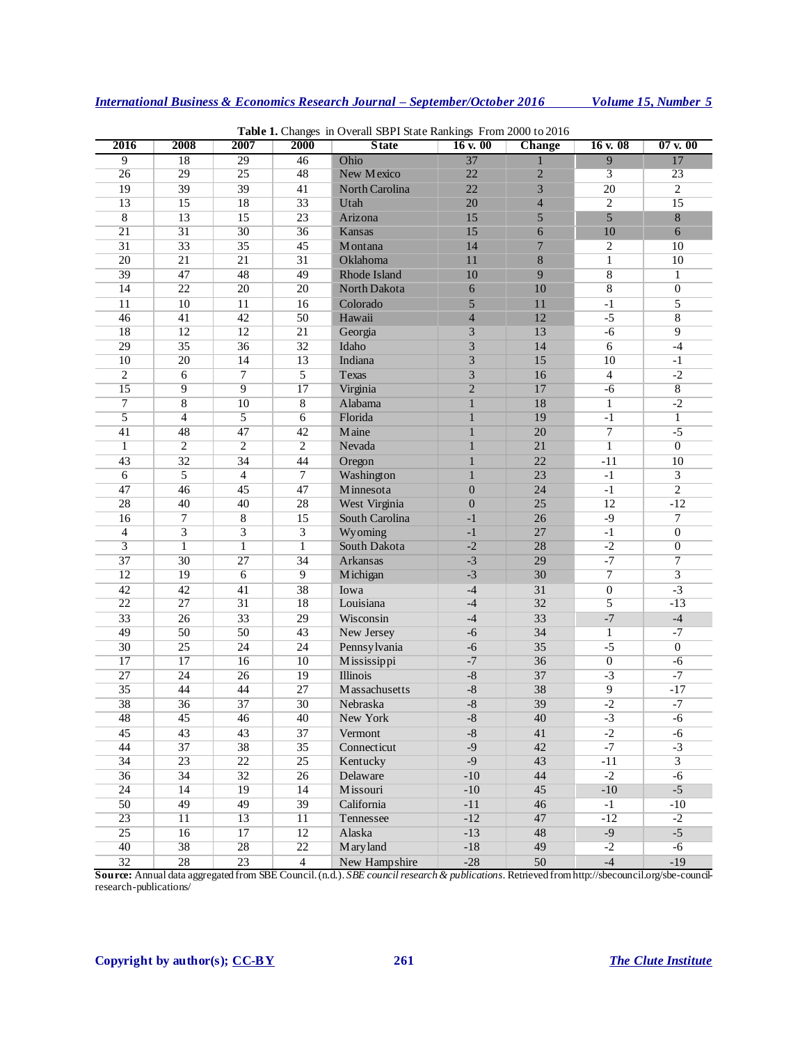**Table 1.** Changes in Overall SBPI State Rankings From 2000 to 2016

| 2016 | 2008 | 2007 | 2000 | State | 16 v. 00 | Change | 16 v. 08 | 07 v. 00 |
|---|---|---|---|---|---|---|---|---|
| 9 | 18 | 29 | 46 | Ohio | 37 | 1 | 9 | 17 |
| 26 | 29 | 25 | 48 | New Mexico | 22 | 2 | 3 | 23 |
| 19 | 39 | 39 | 41 | North Carolina | 22 | 3 | 20 | 2 |
| 13 | 15 | 18 | 33 | Utah | 20 | 4 | 2 | 15 |
| 8 | 13 | 15 | 23 | Arizona | 15 | 5 | 5 | 8 |
| 21 | 31 | 30 | 36 | Kansas | 15 | 6 | 10 | 6 |
| 31 | 33 | 35 | 45 | Montana | 14 | 7 | 2 | 10 |
| 20 | 21 | 21 | 31 | Oklahoma | 11 | 8 | 1 | 10 |
| 39 | 47 | 48 | 49 | Rhode Island | 10 | 9 | 8 | 1 |
| 14 | 22 | 20 | 20 | North Dakota | 6 | 10 | 8 | 0 |
| 11 | 10 | 11 | 16 | Colorado | 5 | 11 | -1 | 5 |
| 46 | 41 | 42 | 50 | Hawaii | 4 | 12 | -5 | 8 |
| 18 | 12 | 12 | 21 | Georgia | 3 | 13 | -6 | 9 |
| 29 | 35 | 36 | 32 | Idaho | 3 | 14 | 6 | -4 |
| 10 | 20 | 14 | 13 | Indiana | 3 | 15 | 10 | -1 |
| 2 | 6 | 7 | 5 | Texas | 3 | 16 | 4 | -2 |
| 15 | 9 | 9 | 17 | Virginia | 2 | 17 | -6 | 8 |
| 7 | 8 | 10 | 8 | Alabama | 1 | 18 | 1 | -2 |
| 5 | 4 | 5 | 6 | Florida | 1 | 19 | -1 | 1 |
| 41 | 48 | 47 | 42 | Maine | 1 | 20 | 7 | -5 |
| 1 | 2 | 2 | 2 | Nevada | 1 | 21 | 1 | 0 |
| 43 | 32 | 34 | 44 | Oregon | 1 | 22 | -11 | 10 |
| 6 | 5 | 4 | 7 | Washington | 1 | 23 | -1 | 3 |
| 47 | 46 | 45 | 47 | Minnesota | 0 | 24 | -1 | 2 |
| 28 | 40 | 40 | 28 | West Virginia | 0 | 25 | 12 | -12 |
| 16 | 7 | 8 | 15 | South Carolina | -1 | 26 | -9 | 7 |
| 4 | 3 | 3 | 3 | Wyoming | -1 | 27 | -1 | 0 |
| 3 | 1 | 1 | 1 | South Dakota | -2 | 28 | -2 | 0 |
| 37 | 30 | 27 | 34 | Arkansas | -3 | 29 | -7 | 7 |
| 12 | 19 | 6 | 9 | Michigan | -3 | 30 | 7 | 3 |
| 42 | 42 | 41 | 38 | Iowa | -4 | 31 | 0 | -3 |
| 22 | 27 | 31 | 18 | Louisiana | -4 | 32 | 5 | -13 |
| 33 | 26 | 33 | 29 | Wisconsin | -4 | 33 | -7 | -4 |
| 49 | 50 | 50 | 43 | New Jersey | -6 | 34 | 1 | -7 |
| 30 | 25 | 24 | 24 | Pennsylvania | -6 | 35 | -5 | 0 |
| 17 | 17 | 16 | 10 | Mississippi | -7 | 36 | 0 | -6 |
| 27 | 24 | 26 | 19 | Illinois | -8 | 37 | -3 | -7 |
| 35 | 44 | 44 | 27 | Massachusetts | -8 | 38 | 9 | -17 |
| 38 | 36 | 37 | 30 | Nebraska | -8 | 39 | -2 | -7 |
| 48 | 45 | 46 | 40 | New York | -8 | 40 | -3 | -6 |
| 45 | 43 | 43 | 37 | Vermont | -8 | 41 | -2 | -6 |
| 44 | 37 | 38 | 35 | Connecticut | -9 | 42 | -7 | -3 |
| 34 | 23 | 22 | 25 | Kentucky | -9 | 43 | -11 | 3 |
| 36 | 34 | 32 | 26 | Delaware | -10 | 44 | -2 | -6 |
| 24 | 14 | 19 | 14 | Missouri | -10 | 45 | -10 | -5 |
| 50 | 49 | 49 | 39 | California | -11 | 46 | -1 | -10 |
| 23 | 11 | 13 | 11 | Tennessee | -12 | 47 | -12 | -2 |
| 25 | 16 | 17 | 12 | Alaska | -13 | 48 | -9 | -5 |
| 40 | 38 | 28 | 22 | Maryland | -18 | 49 | -2 | -6 |
| 32 | 28 | 23 | 4 | New Hampshire | -28 | 50 | -4 | -19 |

**Source:** Annual data aggregated from SBE Council. (n.d.). *SBE council research & publications*. Retrieved from http://sbecouncil.org/sbe-council-research-publications/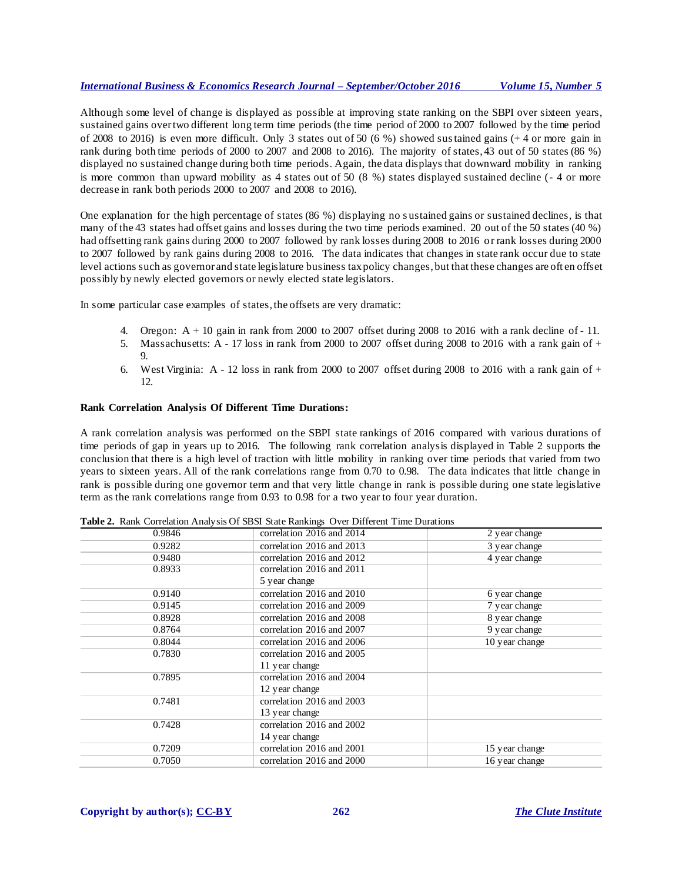Although some level of change is displayed as possible at improving state ranking on the SBPI over sixteen years, sustained gains over two different long term time periods (the time period of 2000 to 2007 followed by the time period of 2008 to 2016) is even more difficult. Only 3 states out of 50 (6 %) showed sustained gains (+ 4 or more gain in rank during both time periods of 2000 to 2007 and 2008 to 2016). The majority of states, 43 out of 50 states (86 %) displayed no sustained change during both time periods. Again, the data displays that downward mobility in ranking is more common than upward mobility as 4 states out of 50 (8 %) states displayed sustained decline (- 4 or more decrease in rank both periods 2000 to 2007 and 2008 to 2016).

One explanation for the high percentage of states (86 %) displaying no sustained gains or sustained declines, is that many of the 43 states had offset gains and losses during the two time periods examined. 20 out of the 50 states (40 %) had offsetting rank gains during 2000 to 2007 followed by rank losses during 2008 to 2016 or rank losses during 2000 to 2007 followed by rank gains during 2008 to 2016. The data indicates that changes in state rank occur due to state level actions such as governor and state legislature business tax policy changes, but that these changes are often offset possibly by newly elected governors or newly elected state legislators.

In some particular case examples of states, the offsets are very dramatic:

4. Oregon: A + 10 gain in rank from 2000 to 2007 offset during 2008 to 2016 with a rank decline of - 11.
5. Massachusetts: A - 17 loss in rank from 2000 to 2007 offset during 2008 to 2016 with a rank gain of + 9.
6. West Virginia: A - 12 loss in rank from 2000 to 2007 offset during 2008 to 2016 with a rank gain of + 12.

**Rank Correlation Analysis Of Different Time Durations:**

A rank correlation analysis was performed on the SBPI state rankings of 2016 compared with various durations of time periods of gap in years up to 2016. The following rank correlation analysis displayed in Table 2 supports the conclusion that there is a high level of traction with little mobility in ranking over time periods that varied from two years to sixteen years. All of the rank correlations range from 0.70 to 0.98. The data indicates that little change in rank is possible during one governor term and that very little change in rank is possible during one state legislative term as the rank correlations range from 0.93 to 0.98 for a two year to four year duration.

**Table 2.** Rank Correlation Analysis Of SBSI State Rankings Over Different Time Durations

| | | |
|---|---|---|
| 0.9846 | correlation 2016 and 2014 | 2 year change |
| 0.9282 | correlation 2016 and 2013 | 3 year change |
| 0.9480 | correlation 2016 and 2012 | 4 year change |
| 0.8933 | correlation 2016 and 2011 5 year change | |
| 0.9140 | correlation 2016 and 2010 | 6 year change |
| 0.9145 | correlation 2016 and 2009 | 7 year change |
| 0.8928 | correlation 2016 and 2008 | 8 year change |
| 0.8764 | correlation 2016 and 2007 | 9 year change |
| 0.8044 | correlation 2016 and 2006 | 10 year change |
| 0.7830 | correlation 2016 and 2005 11 year change | |
| 0.7895 | correlation 2016 and 2004 12 year change | |
| 0.7481 | correlation 2016 and 2003 13 year change | |
| 0.7428 | correlation 2016 and 2002 14 year change | |
| 0.7209 | correlation 2016 and 2001 | 15 year change |
| 0.7050 | correlation 2016 and 2000 | 16 year change |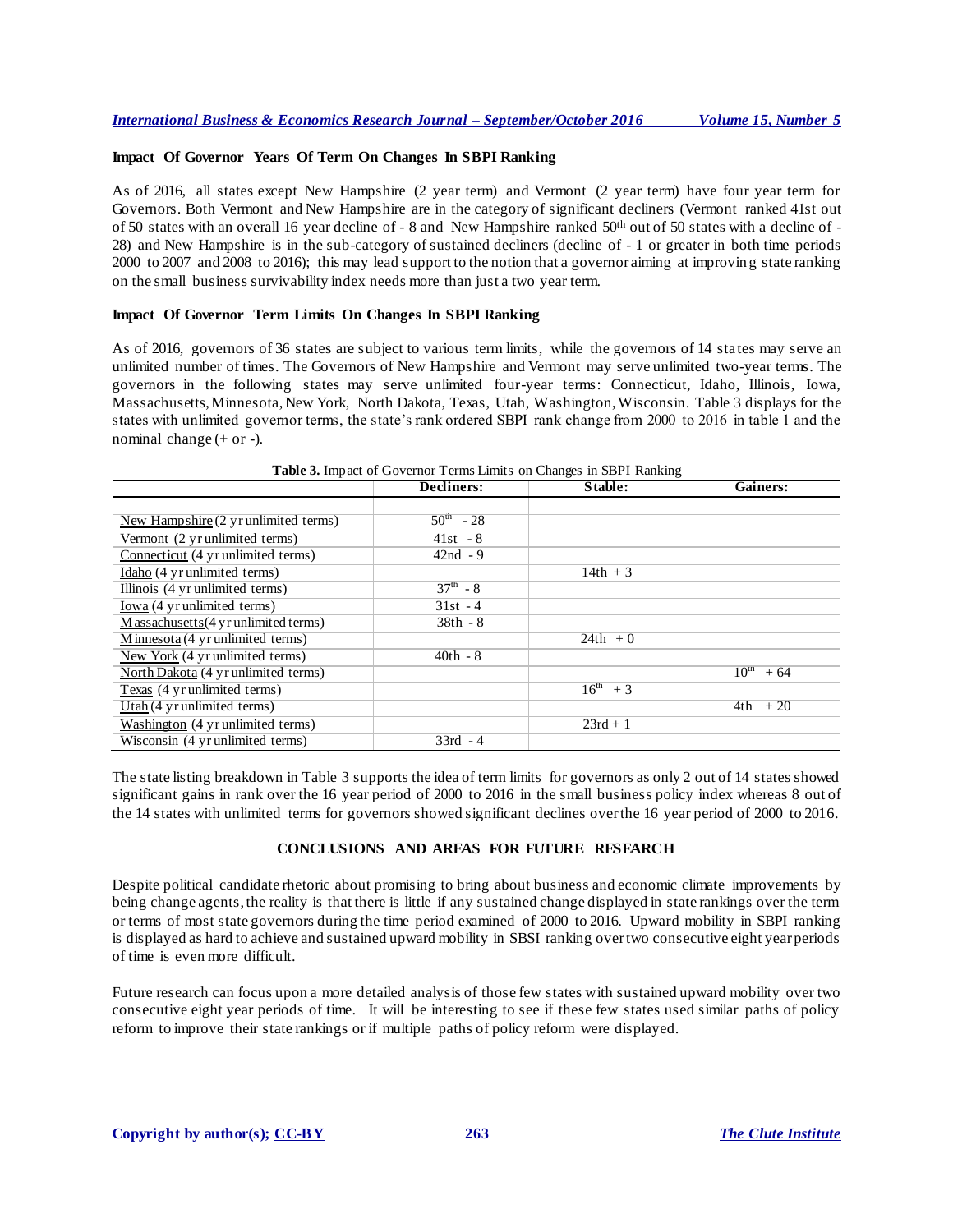### Impact Of Governor Years Of Term On Changes In SBPI Ranking

As of 2016, all states except New Hampshire (2 year term) and Vermont (2 year term) have four year term for Governors. Both Vermont and New Hampshire are in the category of significant decliners (Vermont ranked 41st out of 50 states with an overall 16 year decline of - 8 and New Hampshire ranked 50th out of 50 states with a decline of - 28) and New Hampshire is in the sub-category of sustained decliners (decline of - 1 or greater in both time periods 2000 to 2007 and 2008 to 2016); this may lead support to the notion that a governor aiming at improving state ranking on the small business survivability index needs more than just a two year term.

### Impact Of Governor Term Limits On Changes In SBPI Ranking

As of 2016, governors of 36 states are subject to various term limits, while the governors of 14 states may serve an unlimited number of times. The Governors of New Hampshire and Vermont may serve unlimited two-year terms. The governors in the following states may serve unlimited four-year terms: Connecticut, Idaho, Illinois, Iowa, Massachusetts, Minnesota, New York, North Dakota, Texas, Utah, Washington, Wisconsin. Table 3 displays for the states with unlimited governor terms, the state's rank ordered SBPI rank change from 2000 to 2016 in table 1 and the nominal change (+ or -).

**Table 3.** Impact of Governor Terms Limits on Changes in SBPI Ranking

| | Decliners: | Stable: | Gainers: |
|---|---|---|---|
| New Hampshire (2 yr unlimited terms) | 50th - 28 | | |
| Vermont (2 yr unlimited terms) | 41st - 8 | | |
| Connecticut (4 yr unlimited terms) | 42nd - 9 | | |
| Idaho (4 yr unlimited terms) | | 14th + 3 | |
| Illinois (4 yr unlimited terms) | 37th - 8 | | |
| Iowa (4 yr unlimited terms) | 31st - 4 | | |
| Massachusetts (4 yr unlimited terms) | 38th - 8 | | |
| Minnesota (4 yr unlimited terms) | | 24th + 0 | |
| New York (4 yr unlimited terms) | 40th - 8 | | |
| North Dakota (4 yr unlimited terms) | | | 10th + 64 |
| Texas (4 yr unlimited terms) | | 16th + 3 | |
| Utah (4 yr unlimited terms) | | | 4th + 20 |
| Washington (4 yr unlimited terms) | | 23rd + 1 | |
| Wisconsin (4 yr unlimited terms) | 33rd - 4 | | |

The state listing breakdown in Table 3 supports the idea of term limits for governors as only 2 out of 14 states showed significant gains in rank over the 16 year period of 2000 to 2016 in the small business policy index whereas 8 out of the 14 states with unlimited terms for governors showed significant declines over the 16 year period of 2000 to 2016.

## CONCLUSIONS AND AREAS FOR FUTURE RESEARCH

Despite political candidate rhetoric about promising to bring about business and economic climate improvements by being change agents, the reality is that there is little if any sustained change displayed in state rankings over the term or terms of most state governors during the time period examined of 2000 to 2016. Upward mobility in SBPI ranking is displayed as hard to achieve and sustained upward mobility in SBSI ranking over two consecutive eight year periods of time is even more difficult.

Future research can focus upon a more detailed analysis of those few states with sustained upward mobility over two consecutive eight year periods of time. It will be interesting to see if these few states used similar paths of policy reform to improve their state rankings or if multiple paths of policy reform were displayed.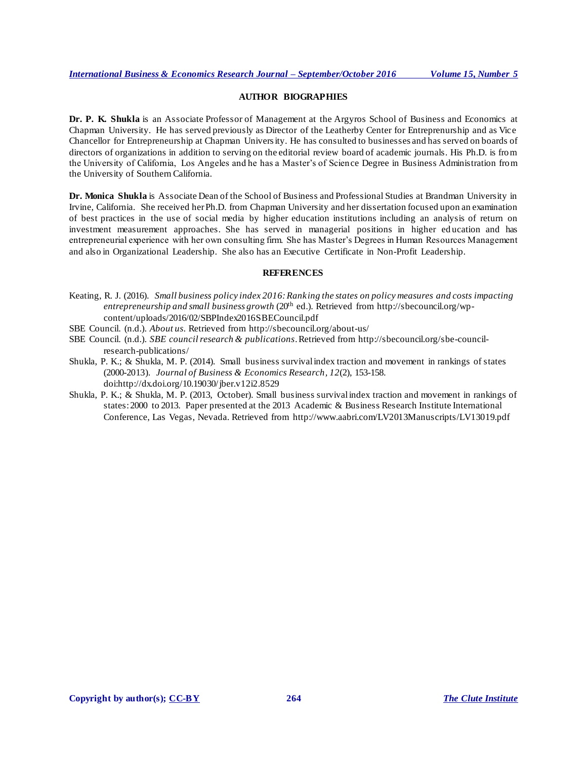## AUTHOR BIOGRAPHIES

**Dr. P. K. Shukla** is an Associate Professor of Management at the Argyros School of Business and Economics at Chapman University. He has served previously as Director of the Leatherby Center for Entreprenurship and as Vice Chancellor for Entrepreneurship at Chapman University. He has consulted to businesses and has served on boards of directors of organizations in addition to serving on the editorial review board of academic journals. His Ph.D. is from the University of California, Los Angeles and he has a Master's of Science Degree in Business Administration from the University of Southern California.

**Dr. Monica Shukla** is Associate Dean of the School of Business and Professional Studies at Brandman University in Irvine, California. She received her Ph.D. from Chapman University and her dissertation focused upon an examination of best practices in the use of social media by higher education institutions including an analysis of return on investment measurement approaches. She has served in managerial positions in higher education and has entrepreneurial experience with her own consulting firm. She has Master's Degrees in Human Resources Management and also in Organizational Leadership. She also has an Executive Certificate in Non-Profit Leadership.

## REFERENCES

Keating, R. J. (2016). *Small business policy index 2016: Ranking the states on policy measures and costs impacting entrepreneurship and small business growth* (20th ed.). Retrieved from http://sbecouncil.org/wp-content/uploads/2016/02/SBPIndex2016SBECouncil.pdf

SBE Council. (n.d.). *About us.* Retrieved from http://sbecouncil.org/about-us/

SBE Council. (n.d.). *SBE council research & publications*. Retrieved from http://sbecouncil.org/sbe-council-research-publications/

Shukla, P. K.; & Shukla, M. P. (2014). Small business survival index traction and movement in rankings of states (2000-2013). *Journal of Business & Economics Research*, *12*(2), 153-158. doi:http://dx.doi.org/10.19030/jber.v12i2.8529

Shukla, P. K.; & Shukla, M. P. (2013, October). Small business survival index traction and movement in rankings of states: 2000 to 2013. Paper presented at the 2013 Academic & Business Research Institute International Conference, Las Vegas, Nevada. Retrieved from http://www.aabri.com/LV2013Manuscripts/LV13019.pdf